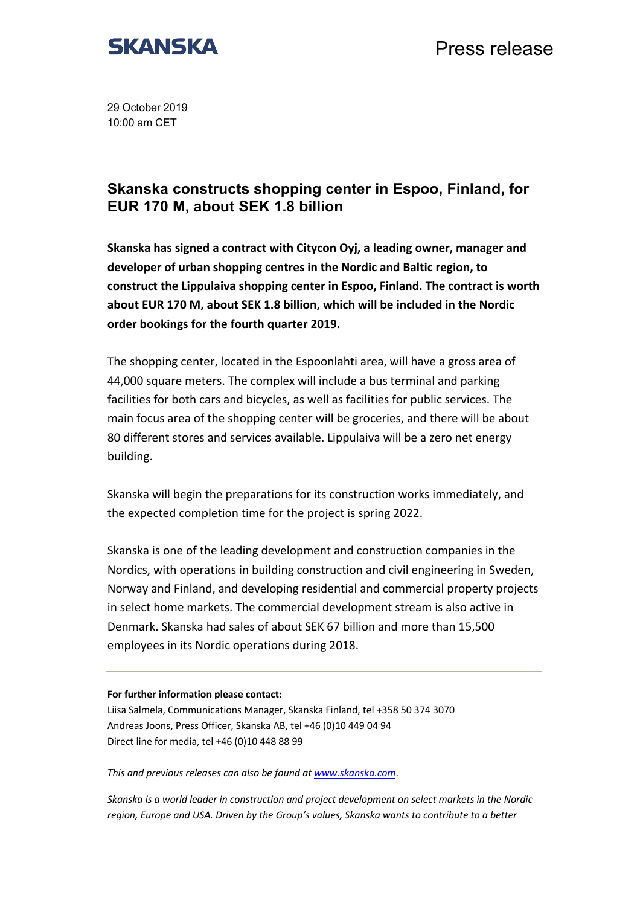SKANSKA

Press release

29 October 2019
10:00 am CET

# Skanska constructs shopping center in Espoo, Finland, for EUR 170 M, about SEK 1.8 billion

**Skanska has signed a contract with Citycon Oyj, a leading owner, manager and developer of urban shopping centres in the Nordic and Baltic region, to construct the Lippulaiva shopping center in Espoo, Finland. The contract is worth about EUR 170 M, about SEK 1.8 billion, which will be included in the Nordic order bookings for the fourth quarter 2019.**

The shopping center, located in the Espoonlahti area, will have a gross area of 44,000 square meters. The complex will include a bus terminal and parking facilities for both cars and bicycles, as well as facilities for public services. The main focus area of the shopping center will be groceries, and there will be about 80 different stores and services available. Lippulaiva will be a zero net energy building.

Skanska will begin the preparations for its construction works immediately, and the expected completion time for the project is spring 2022.

Skanska is one of the leading development and construction companies in the Nordics, with operations in building construction and civil engineering in Sweden, Norway and Finland, and developing residential and commercial property projects in select home markets. The commercial development stream is also active in Denmark. Skanska had sales of about SEK 67 billion and more than 15,500 employees in its Nordic operations during 2018.

---

**For further information please contact:**
Liisa Salmela, Communications Manager, Skanska Finland, tel +358 50 374 3070
Andreas Joons, Press Officer, Skanska AB, tel +46 (0)10 449 04 94
Direct line for media, tel +46 (0)10 448 88 99

*This and previous releases can also be found at [www.skanska.com](www.skanska.com).*

*Skanska is a world leader in construction and project development on select markets in the Nordic region, Europe and USA. Driven by the Group's values, Skanska wants to contribute to a better*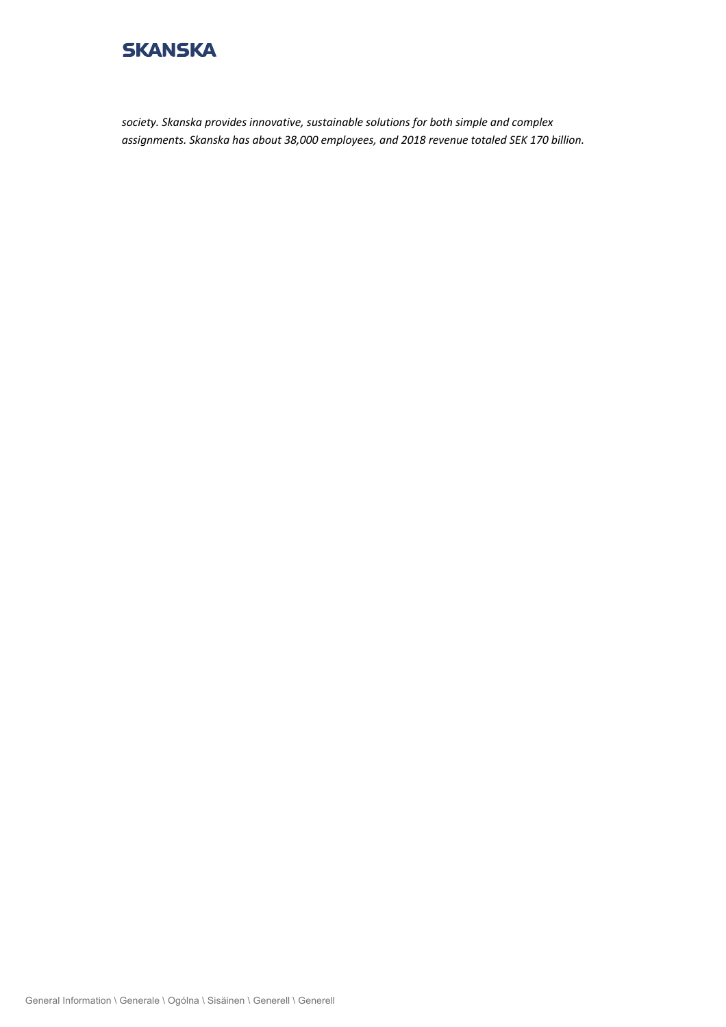*society. Skanska provides innovative, sustainable solutions for both simple and complex assignments. Skanska has about 38,000 employees, and 2018 revenue totaled SEK 170 billion.*